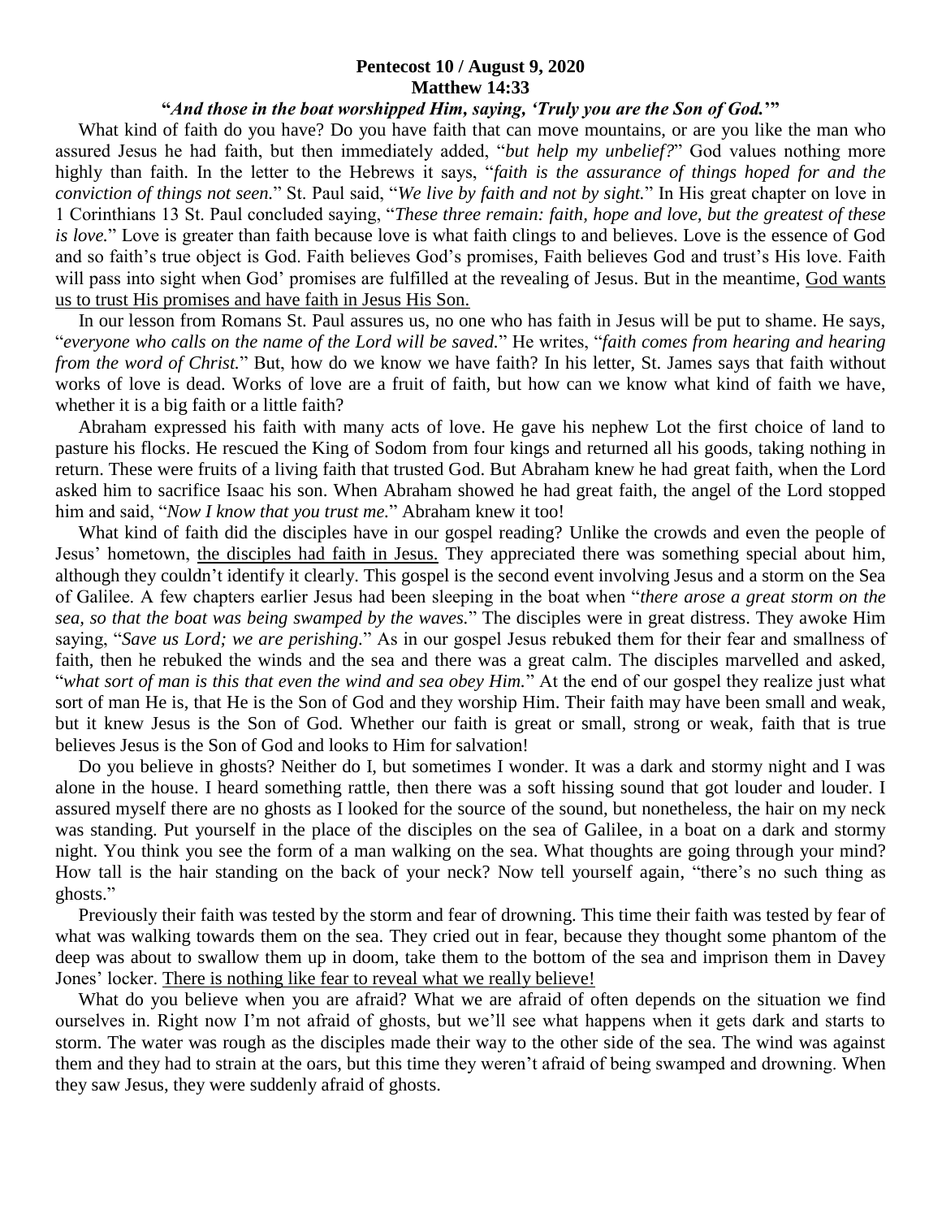**Pentecost 10 / August 9, 2020**
**Matthew 14:33**

**"*And those in the boat worshipped Him, saying, 'Truly you are the Son of God.'*"**

What kind of faith do you have? Do you have faith that can move mountains, or are you like the man who assured Jesus he had faith, but then immediately added, "*but help my unbelief?*" God values nothing more highly than faith. In the letter to the Hebrews it says, "*faith is the assurance of things hoped for and the conviction of things not seen.*" St. Paul said, "*We live by faith and not by sight.*" In His great chapter on love in 1 Corinthians 13 St. Paul concluded saying, "*These three remain: faith, hope and love, but the greatest of these is love.*" Love is greater than faith because love is what faith clings to and believes. Love is the essence of God and so faith's true object is God. Faith believes God's promises, Faith believes God and trust's His love. Faith will pass into sight when God' promises are fulfilled at the revealing of Jesus. But in the meantime, <u>God wants us to trust His promises and have faith in Jesus His Son.</u>

In our lesson from Romans St. Paul assures us, no one who has faith in Jesus will be put to shame. He says, "*everyone who calls on the name of the Lord will be saved.*" He writes, "*faith comes from hearing and hearing from the word of Christ.*" But, how do we know we have faith? In his letter, St. James says that faith without works of love is dead. Works of love are a fruit of faith, but how can we know what kind of faith we have, whether it is a big faith or a little faith?

Abraham expressed his faith with many acts of love. He gave his nephew Lot the first choice of land to pasture his flocks. He rescued the King of Sodom from four kings and returned all his goods, taking nothing in return. These were fruits of a living faith that trusted God. But Abraham knew he had great faith, when the Lord asked him to sacrifice Isaac his son. When Abraham showed he had great faith, the angel of the Lord stopped him and said, "*Now I know that you trust me.*" Abraham knew it too!

What kind of faith did the disciples have in our gospel reading? Unlike the crowds and even the people of Jesus' hometown, <u>the disciples had faith in Jesus.</u> They appreciated there was something special about him, although they couldn't identify it clearly. This gospel is the second event involving Jesus and a storm on the Sea of Galilee. A few chapters earlier Jesus had been sleeping in the boat when "*there arose a great storm on the sea, so that the boat was being swamped by the waves.*" The disciples were in great distress. They awoke Him saying, "*Save us Lord; we are perishing.*" As in our gospel Jesus rebuked them for their fear and smallness of faith, then he rebuked the winds and the sea and there was a great calm. The disciples marvelled and asked, "*what sort of man is this that even the wind and sea obey Him.*" At the end of our gospel they realize just what sort of man He is, that He is the Son of God and they worship Him. Their faith may have been small and weak, but it knew Jesus is the Son of God. Whether our faith is great or small, strong or weak, faith that is true believes Jesus is the Son of God and looks to Him for salvation!

Do you believe in ghosts? Neither do I, but sometimes I wonder. It was a dark and stormy night and I was alone in the house. I heard something rattle, then there was a soft hissing sound that got louder and louder. I assured myself there are no ghosts as I looked for the source of the sound, but nonetheless, the hair on my neck was standing. Put yourself in the place of the disciples on the sea of Galilee, in a boat on a dark and stormy night. You think you see the form of a man walking on the sea. What thoughts are going through your mind? How tall is the hair standing on the back of your neck? Now tell yourself again, "there's no such thing as ghosts."

Previously their faith was tested by the storm and fear of drowning. This time their faith was tested by fear of what was walking towards them on the sea. They cried out in fear, because they thought some phantom of the deep was about to swallow them up in doom, take them to the bottom of the sea and imprison them in Davey Jones' locker. <u>There is nothing like fear to reveal what we really believe!</u>

What do you believe when you are afraid? What we are afraid of often depends on the situation we find ourselves in. Right now I'm not afraid of ghosts, but we'll see what happens when it gets dark and starts to storm. The water was rough as the disciples made their way to the other side of the sea. The wind was against them and they had to strain at the oars, but this time they weren't afraid of being swamped and drowning. When they saw Jesus, they were suddenly afraid of ghosts.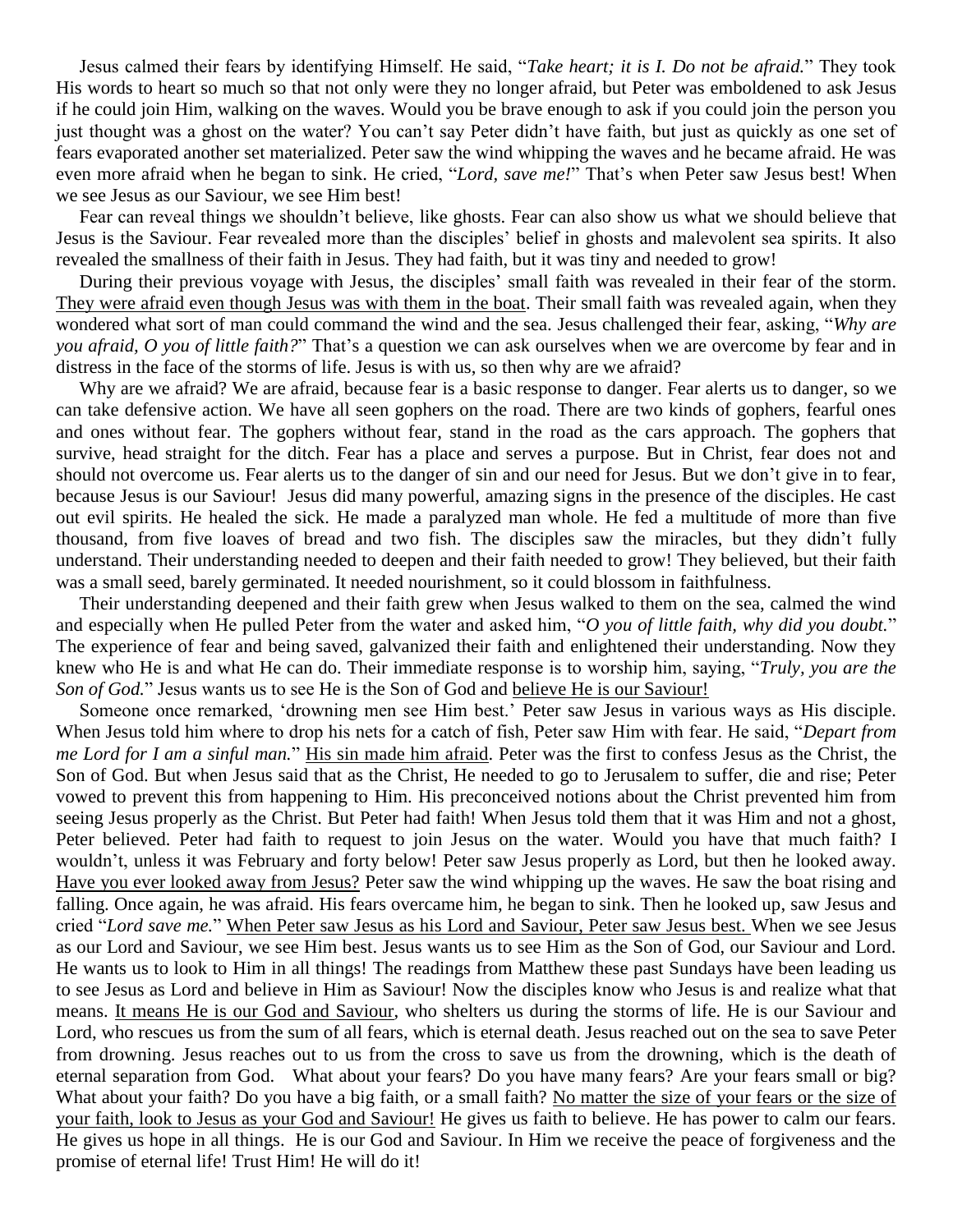Jesus calmed their fears by identifying Himself. He said, "*Take heart; it is I. Do not be afraid.*" They took His words to heart so much so that not only were they no longer afraid, but Peter was emboldened to ask Jesus if he could join Him, walking on the waves. Would you be brave enough to ask if you could join the person you just thought was a ghost on the water? You can't say Peter didn't have faith, but just as quickly as one set of fears evaporated another set materialized. Peter saw the wind whipping the waves and he became afraid. He was even more afraid when he began to sink. He cried, "*Lord, save me!*" That's when Peter saw Jesus best! When we see Jesus as our Saviour, we see Him best!

Fear can reveal things we shouldn't believe, like ghosts. Fear can also show us what we should believe that Jesus is the Saviour. Fear revealed more than the disciples' belief in ghosts and malevolent sea spirits. It also revealed the smallness of their faith in Jesus. They had faith, but it was tiny and needed to grow!

During their previous voyage with Jesus, the disciples' small faith was revealed in their fear of the storm. <u>They were afraid even though Jesus was with them in the boat</u>. Their small faith was revealed again, when they wondered what sort of man could command the wind and the sea. Jesus challenged their fear, asking, "*Why are you afraid, O you of little faith?*" That's a question we can ask ourselves when we are overcome by fear and in distress in the face of the storms of life. Jesus is with us, so then why are we afraid?

Why are we afraid? We are afraid, because fear is a basic response to danger. Fear alerts us to danger, so we can take defensive action. We have all seen gophers on the road. There are two kinds of gophers, fearful ones and ones without fear. The gophers without fear, stand in the road as the cars approach. The gophers that survive, head straight for the ditch. Fear has a place and serves a purpose. But in Christ, fear does not and should not overcome us. Fear alerts us to the danger of sin and our need for Jesus. But we don't give in to fear, because Jesus is our Saviour! Jesus did many powerful, amazing signs in the presence of the disciples. He cast out evil spirits. He healed the sick. He made a paralyzed man whole. He fed a multitude of more than five thousand, from five loaves of bread and two fish. The disciples saw the miracles, but they didn't fully understand. Their understanding needed to deepen and their faith needed to grow! They believed, but their faith was a small seed, barely germinated. It needed nourishment, so it could blossom in faithfulness.

Their understanding deepened and their faith grew when Jesus walked to them on the sea, calmed the wind and especially when He pulled Peter from the water and asked him, "*O you of little faith, why did you doubt.*" The experience of fear and being saved, galvanized their faith and enlightened their understanding. Now they knew who He is and what He can do. Their immediate response is to worship him, saying, "*Truly, you are the Son of God.*" Jesus wants us to see He is the Son of God and <u>believe He is our Saviour!</u>

Someone once remarked, 'drowning men see Him best.' Peter saw Jesus in various ways as His disciple. When Jesus told him where to drop his nets for a catch of fish, Peter saw Him with fear. He said, "*Depart from me Lord for I am a sinful man.*" <u>His sin made him afraid</u>. Peter was the first to confess Jesus as the Christ, the Son of God. But when Jesus said that as the Christ, He needed to go to Jerusalem to suffer, die and rise; Peter vowed to prevent this from happening to Him. His preconceived notions about the Christ prevented him from seeing Jesus properly as the Christ. But Peter had faith! When Jesus told them that it was Him and not a ghost, Peter believed. Peter had faith to request to join Jesus on the water. Would you have that much faith? I wouldn't, unless it was February and forty below! Peter saw Jesus properly as Lord, but then he looked away. <u>Have you ever looked away from Jesus?</u> Peter saw the wind whipping up the waves. He saw the boat rising and falling. Once again, he was afraid. His fears overcame him, he began to sink. Then he looked up, saw Jesus and cried "*Lord save me.*" <u>When Peter saw Jesus as his Lord and Saviour, Peter saw Jesus best.</u> When we see Jesus as our Lord and Saviour, we see Him best. Jesus wants us to see Him as the Son of God, our Saviour and Lord. He wants us to look to Him in all things! The readings from Matthew these past Sundays have been leading us to see Jesus as Lord and believe in Him as Saviour! Now the disciples know who Jesus is and realize what that means. <u>It means He is our God and Saviour</u>, who shelters us during the storms of life. He is our Saviour and Lord, who rescues us from the sum of all fears, which is eternal death. Jesus reached out on the sea to save Peter from drowning. Jesus reaches out to us from the cross to save us from the drowning, which is the death of eternal separation from God. What about your fears? Do you have many fears? Are your fears small or big? What about your faith? Do you have a big faith, or a small faith? <u>No matter the size of your fears or the size of your faith, look to Jesus as your God and Saviour!</u> He gives us faith to believe. He has power to calm our fears. He gives us hope in all things. He is our God and Saviour. In Him we receive the peace of forgiveness and the promise of eternal life! Trust Him! He will do it!